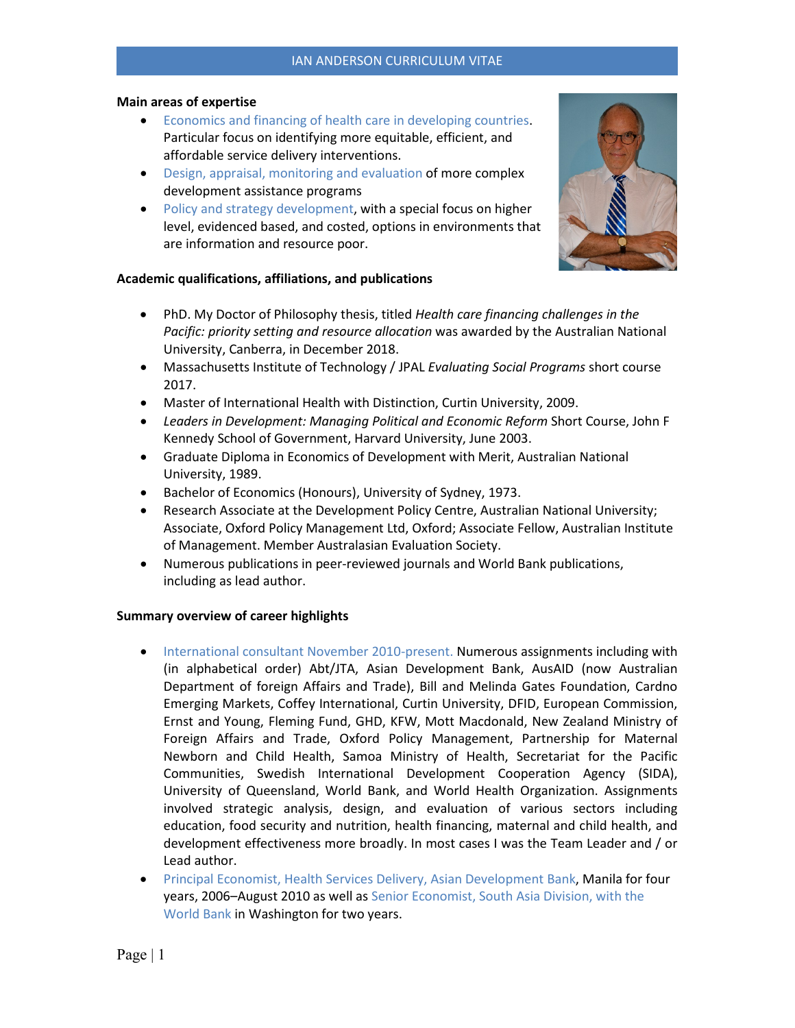# IAN ANDERSON CURRICULUM VITAE

**Main areas of expertise**

- Economics and financing of health care in developing countries. Particular focus on identifying more equitable, efficient, and affordable service delivery interventions.
- Design, appraisal, monitoring and evaluation of more complex development assistance programs
- Policy and strategy development, with a special focus on higher level, evidenced based, and costed, options in environments that are information and resource poor.

**Academic qualifications, affiliations, and publications**

- PhD. My Doctor of Philosophy thesis, titled *Health care financing challenges in the Pacific: priority setting and resource allocation* was awarded by the Australian National University, Canberra, in December 2018.
- Massachusetts Institute of Technology / JPAL *Evaluating Social Programs* short course 2017.
- Master of International Health with Distinction, Curtin University, 2009.
- *Leaders in Development: Managing Political and Economic Reform* Short Course, John F Kennedy School of Government, Harvard University, June 2003.
- Graduate Diploma in Economics of Development with Merit, Australian National University, 1989.
- Bachelor of Economics (Honours), University of Sydney, 1973.
- Research Associate at the Development Policy Centre, Australian National University; Associate, Oxford Policy Management Ltd, Oxford; Associate Fellow, Australian Institute of Management. Member Australasian Evaluation Society.
- Numerous publications in peer-reviewed journals and World Bank publications, including as lead author.

**Summary overview of career highlights**

- International consultant November 2010-present. Numerous assignments including with (in alphabetical order) Abt/JTA, Asian Development Bank, AusAID (now Australian Department of foreign Affairs and Trade), Bill and Melinda Gates Foundation, Cardno Emerging Markets, Coffey International, Curtin University, DFID, European Commission, Ernst and Young, Fleming Fund, GHD, KFW, Mott Macdonald, New Zealand Ministry of Foreign Affairs and Trade, Oxford Policy Management, Partnership for Maternal Newborn and Child Health, Samoa Ministry of Health, Secretariat for the Pacific Communities, Swedish International Development Cooperation Agency (SIDA), University of Queensland, World Bank, and World Health Organization. Assignments involved strategic analysis, design, and evaluation of various sectors including education, food security and nutrition, health financing, maternal and child health, and development effectiveness more broadly. In most cases I was the Team Leader and / or Lead author.
- Principal Economist, Health Services Delivery, Asian Development Bank, Manila for four years, 2006–August 2010 as well as Senior Economist, South Asia Division, with the World Bank in Washington for two years.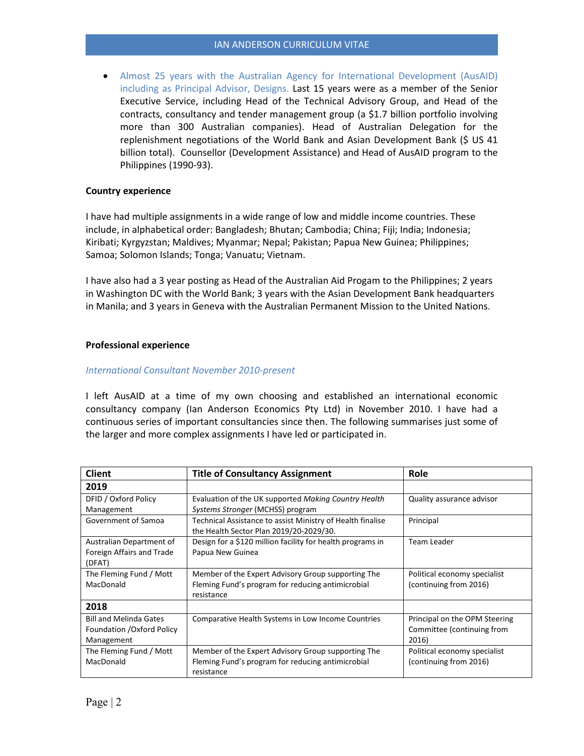- Almost 25 years with the Australian Agency for International Development (AusAID) including as Principal Advisor, Designs. Last 15 years were as a member of the Senior Executive Service, including Head of the Technical Advisory Group, and Head of the contracts, consultancy and tender management group (a $1.7 billion portfolio involving more than 300 Australian companies). Head of Australian Delegation for the replenishment negotiations of the World Bank and Asian Development Bank ($ US 41 billion total). Counsellor (Development Assistance) and Head of AusAID program to the Philippines (1990-93).

**Country experience**

I have had multiple assignments in a wide range of low and middle income countries. These include, in alphabetical order: Bangladesh; Bhutan; Cambodia; China; Fiji; India; Indonesia; Kiribati; Kyrgyzstan; Maldives; Myanmar; Nepal; Pakistan; Papua New Guinea; Philippines; Samoa; Solomon Islands; Tonga; Vanuatu; Vietnam.

I have also had a 3 year posting as Head of the Australian Aid Progam to the Philippines; 2 years in Washington DC with the World Bank; 3 years with the Asian Development Bank headquarters in Manila; and 3 years in Geneva with the Australian Permanent Mission to the United Nations.

**Professional experience**

*International Consultant November 2010-present*

I left AusAID at a time of my own choosing and established an international economic consultancy company (Ian Anderson Economics Pty Ltd) in November 2010. I have had a continuous series of important consultancies since then. The following summarises just some of the larger and more complex assignments I have led or participated in.

| Client | Title of Consultancy Assignment | Role |
|---|---|---|
| **2019** | | |
| DFID / Oxford Policy Management | Evaluation of the UK supported *Making Country Health Systems Stronger* (MCHSS) program | Quality assurance advisor |
| Government of Samoa | Technical Assistance to assist Ministry of Health finalise the Health Sector Plan 2019/20-2029/30. | Principal |
| Australian Department of Foreign Affairs and Trade (DFAT) | Design for a $120 million facility for health programs in Papua New Guinea | Team Leader |
| The Fleming Fund / Mott MacDonald | Member of the Expert Advisory Group supporting The Fleming Fund's program for reducing antimicrobial resistance | Political economy specialist (continuing from 2016) |
| **2018** | | |
| Bill and Melinda Gates Foundation /Oxford Policy Management | Comparative Health Systems in Low Income Countries | Principal on the OPM Steering Committee (continuing from 2016) |
| The Fleming Fund / Mott MacDonald | Member of the Expert Advisory Group supporting The Fleming Fund's program for reducing antimicrobial resistance | Political economy specialist (continuing from 2016) |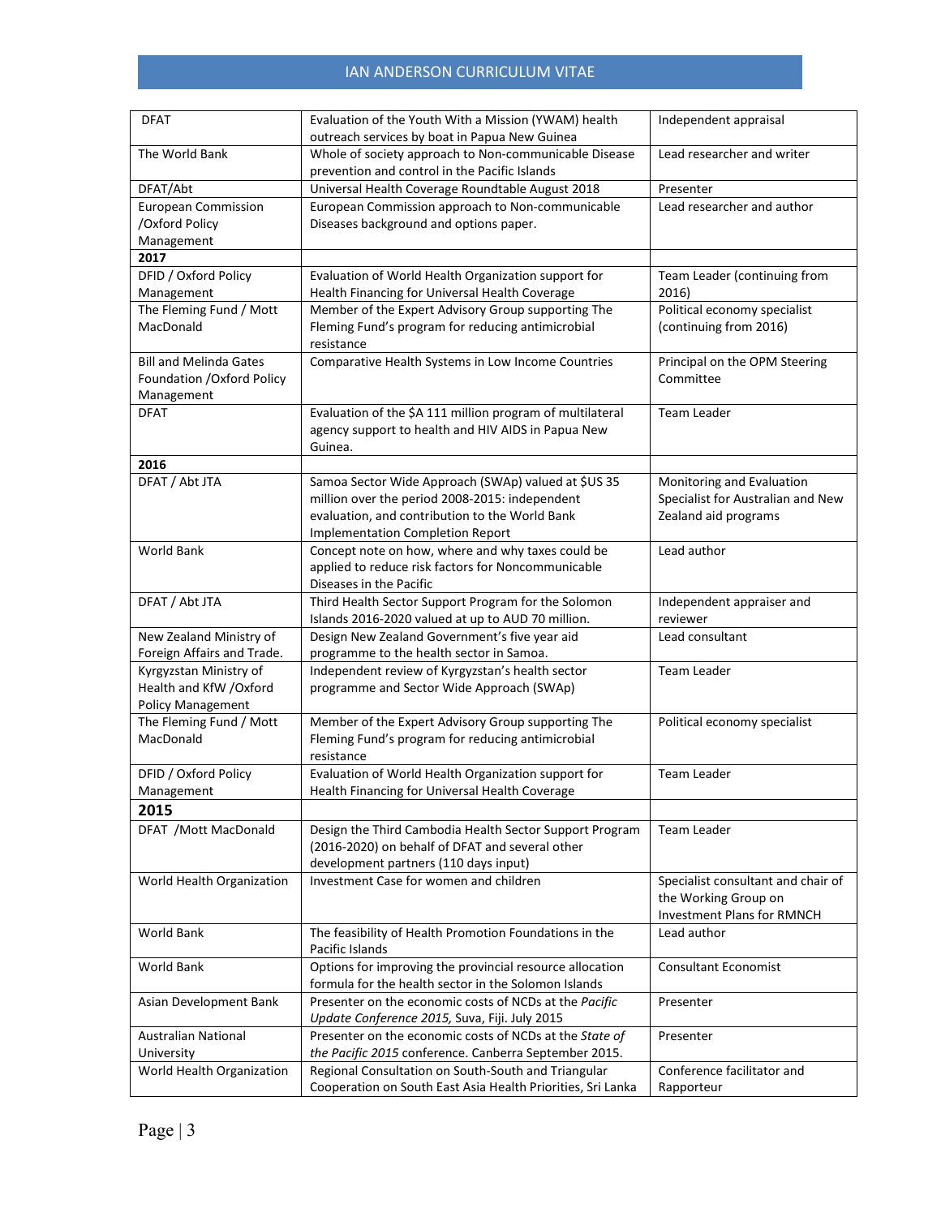| | | |
|---|---|---|
| DFAT | Evaluation of the Youth With a Mission (YWAM) health outreach services by boat in Papua New Guinea | Independent appraisal |
| The World Bank | Whole of society approach to Non-communicable Disease prevention and control in the Pacific Islands | Lead researcher and writer |
| DFAT/Abt | Universal Health Coverage Roundtable August 2018 | Presenter |
| European Commission /Oxford Policy Management | European Commission approach to Non-communicable Diseases background and options paper. | Lead researcher and author |
| **2017** | | |
| DFID / Oxford Policy Management | Evaluation of World Health Organization support for Health Financing for Universal Health Coverage | Team Leader (continuing from 2016) |
| The Fleming Fund / Mott MacDonald | Member of the Expert Advisory Group supporting The Fleming Fund's program for reducing antimicrobial resistance | Political economy specialist (continuing from 2016) |
| Bill and Melinda Gates Foundation /Oxford Policy Management | Comparative Health Systems in Low Income Countries | Principal on the OPM Steering Committee |
| DFAT | Evaluation of the $A 111 million program of multilateral agency support to health and HIV AIDS in Papua New Guinea. | Team Leader |
| **2016** | | |
| DFAT / Abt JTA | Samoa Sector Wide Approach (SWAp) valued at $US 35 million over the period 2008-2015: independent evaluation, and contribution to the World Bank Implementation Completion Report | Monitoring and Evaluation Specialist for Australian and New Zealand aid programs |
| World Bank | Concept note on how, where and why taxes could be applied to reduce risk factors for Noncommunicable Diseases in the Pacific | Lead author |
| DFAT / Abt JTA | Third Health Sector Support Program for the Solomon Islands 2016-2020 valued at up to AUD 70 million. | Independent appraiser and reviewer |
| New Zealand Ministry of Foreign Affairs and Trade. | Design New Zealand Government's five year aid programme to the health sector in Samoa. | Lead consultant |
| Kyrgyzstan Ministry of Health and KfW /Oxford Policy Management | Independent review of Kyrgyzstan's health sector programme and Sector Wide Approach (SWAp) | Team Leader |
| The Fleming Fund / Mott MacDonald | Member of the Expert Advisory Group supporting The Fleming Fund's program for reducing antimicrobial resistance | Political economy specialist |
| DFID / Oxford Policy Management | Evaluation of World Health Organization support for Health Financing for Universal Health Coverage | Team Leader |
| **2015** | | |
| DFAT /Mott MacDonald | Design the Third Cambodia Health Sector Support Program (2016-2020) on behalf of DFAT and several other development partners (110 days input) | Team Leader |
| World Health Organization | Investment Case for women and children | Specialist consultant and chair of the Working Group on Investment Plans for RMNCH |
| World Bank | The feasibility of Health Promotion Foundations in the Pacific Islands | Lead author |
| World Bank | Options for improving the provincial resource allocation formula for the health sector in the Solomon Islands | Consultant Economist |
| Asian Development Bank | Presenter on the economic costs of NCDs at the *Pacific Update Conference 2015*, Suva, Fiji. July 2015 | Presenter |
| Australian National University | Presenter on the economic costs of NCDs at the *State of the Pacific 2015* conference. Canberra September 2015. | Presenter |
| World Health Organization | Regional Consultation on South-South and Triangular Cooperation on South East Asia Health Priorities, Sri Lanka | Conference facilitator and Rapporteur |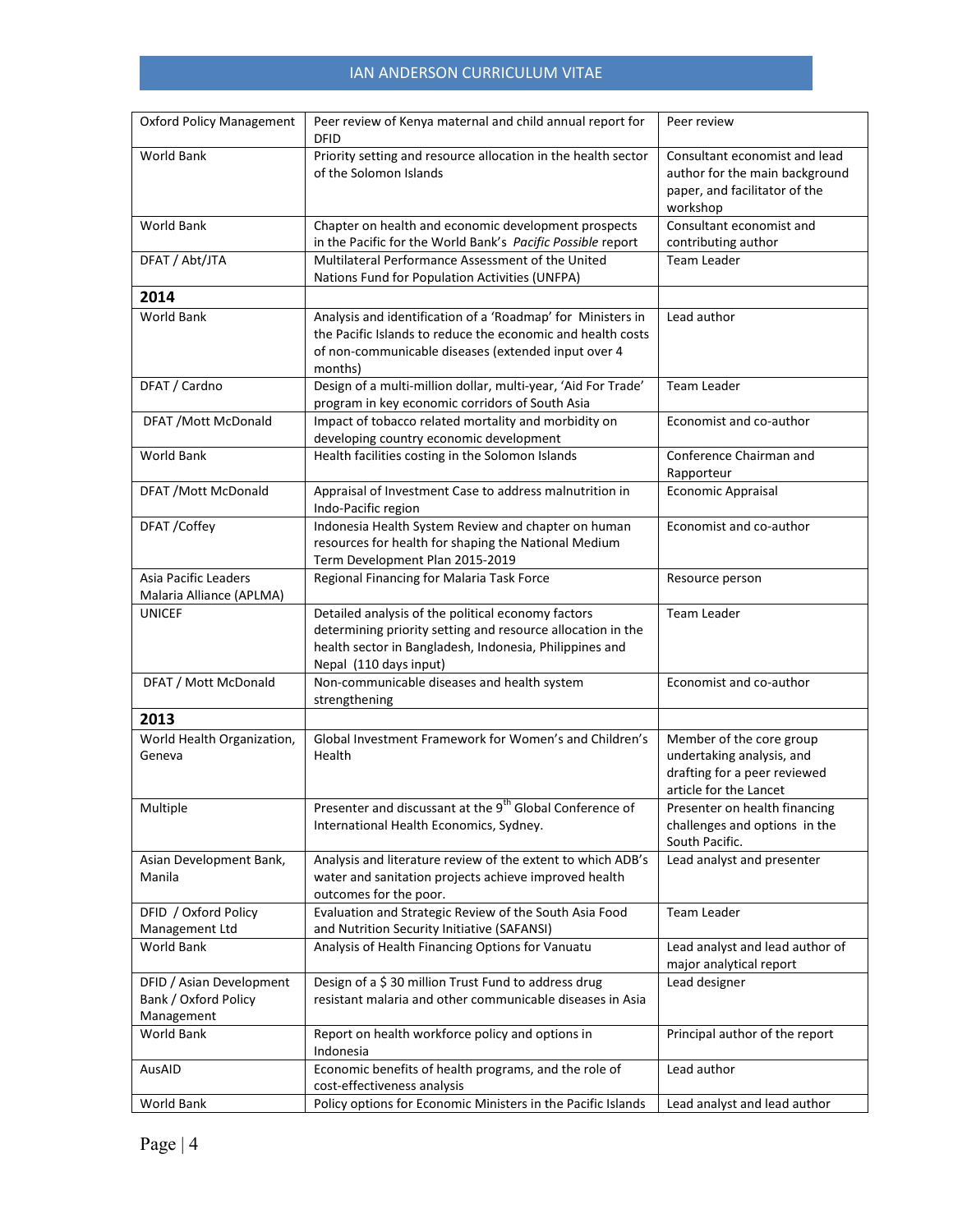| | | |
|---|---|---|
| Oxford Policy Management | Peer review of Kenya maternal and child annual report for DFID | Peer review |
| World Bank | Priority setting and resource allocation in the health sector of the Solomon Islands | Consultant economist and lead author for the main background paper, and facilitator of the workshop |
| World Bank | Chapter on health and economic development prospects in the Pacific for the World Bank's *Pacific Possible* report | Consultant economist and contributing author |
| DFAT / Abt/JTA | Multilateral Performance Assessment of the United Nations Fund for Population Activities (UNFPA) | Team Leader |
| **2014** | | |
| World Bank | Analysis and identification of a 'Roadmap' for Ministers in the Pacific Islands to reduce the economic and health costs of non-communicable diseases (extended input over 4 months) | Lead author |
| DFAT / Cardno | Design of a multi-million dollar, multi-year, 'Aid For Trade' program in key economic corridors of South Asia | Team Leader |
| DFAT /Mott McDonald | Impact of tobacco related mortality and morbidity on developing country economic development | Economist and co-author |
| World Bank | Health facilities costing in the Solomon Islands | Conference Chairman and Rapporteur |
| DFAT /Mott McDonald | Appraisal of Investment Case to address malnutrition in Indo-Pacific region | Economic Appraisal |
| DFAT /Coffey | Indonesia Health System Review and chapter on human resources for health for shaping the National Medium Term Development Plan 2015-2019 | Economist and co-author |
| Asia Pacific Leaders Malaria Alliance (APLMA) | Regional Financing for Malaria Task Force | Resource person |
| UNICEF | Detailed analysis of the political economy factors determining priority setting and resource allocation in the health sector in Bangladesh, Indonesia, Philippines and Nepal (110 days input) | Team Leader |
| DFAT / Mott McDonald | Non-communicable diseases and health system strengthening | Economist and co-author |
| **2013** | | |
| World Health Organization, Geneva | Global Investment Framework for Women's and Children's Health | Member of the core group undertaking analysis, and drafting for a peer reviewed article for the Lancet |
| Multiple | Presenter and discussant at the 9th Global Conference of International Health Economics, Sydney. | Presenter on health financing challenges and options in the South Pacific. |
| Asian Development Bank, Manila | Analysis and literature review of the extent to which ADB's water and sanitation projects achieve improved health outcomes for the poor. | Lead analyst and presenter |
| DFID / Oxford Policy Management Ltd | Evaluation and Strategic Review of the South Asia Food and Nutrition Security Initiative (SAFANSI) | Team Leader |
| World Bank | Analysis of Health Financing Options for Vanuatu | Lead analyst and lead author of major analytical report |
| DFID / Asian Development Bank / Oxford Policy Management | Design of a $ 30 million Trust Fund to address drug resistant malaria and other communicable diseases in Asia | Lead designer |
| World Bank | Report on health workforce policy and options in Indonesia | Principal author of the report |
| AusAID | Economic benefits of health programs, and the role of cost-effectiveness analysis | Lead author |
| World Bank | Policy options for Economic Ministers in the Pacific Islands | Lead analyst and lead author |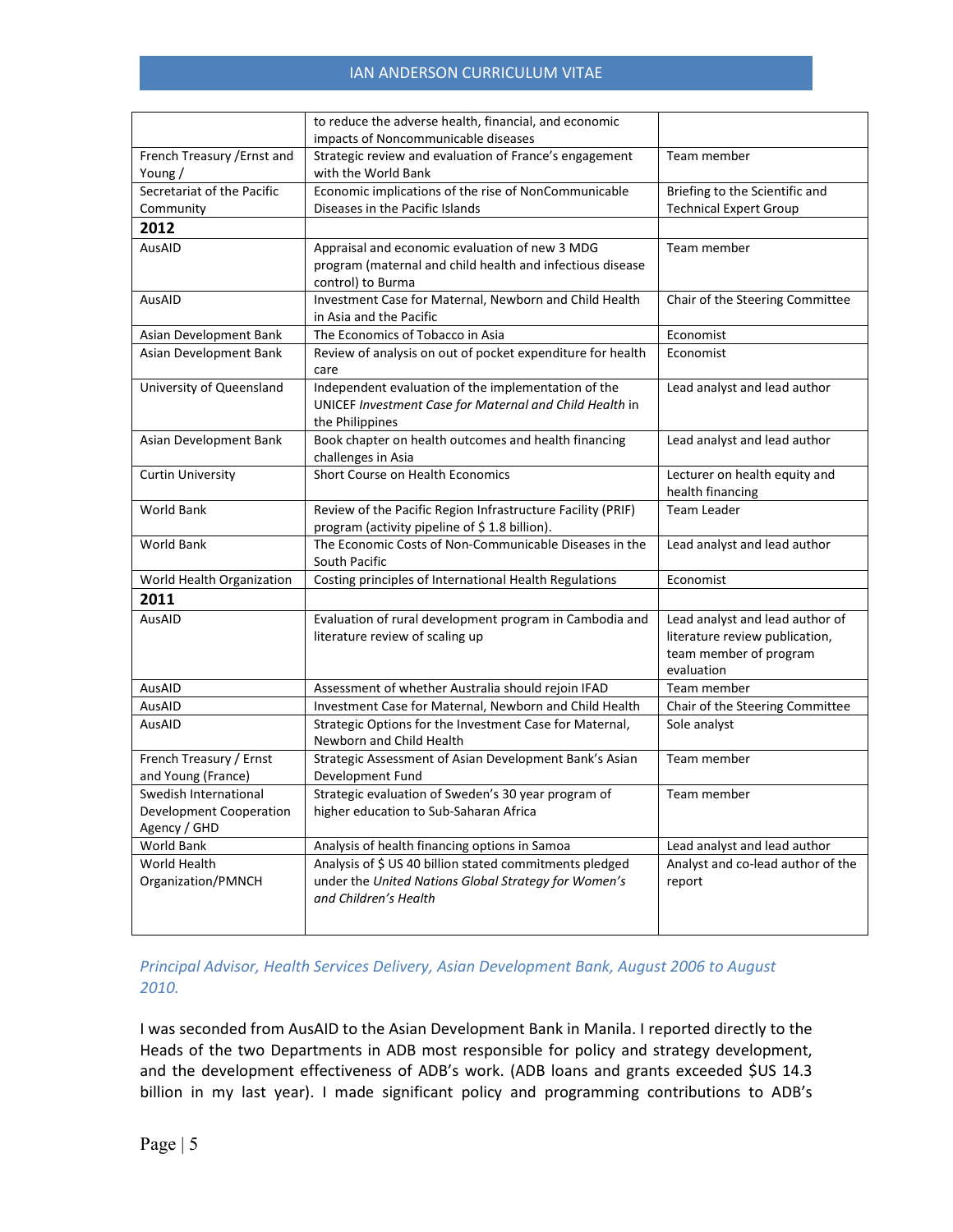| | | |
|---|---|---|
| | to reduce the adverse health, financial, and economic impacts of Noncommunicable diseases | |
| French Treasury /Ernst and Young / | Strategic review and evaluation of France's engagement with the World Bank | Team member |
| Secretariat of the Pacific Community | Economic implications of the rise of NonCommunicable Diseases in the Pacific Islands | Briefing to the Scientific and Technical Expert Group |
| **2012** | | |
| AusAID | Appraisal and economic evaluation of new 3 MDG program (maternal and child health and infectious disease control) to Burma | Team member |
| AusAID | Investment Case for Maternal, Newborn and Child Health in Asia and the Pacific | Chair of the Steering Committee |
| Asian Development Bank | The Economics of Tobacco in Asia | Economist |
| Asian Development Bank | Review of analysis on out of pocket expenditure for health care | Economist |
| University of Queensland | Independent evaluation of the implementation of the UNICEF *Investment Case for Maternal and Child Health* in the Philippines | Lead analyst and lead author |
| Asian Development Bank | Book chapter on health outcomes and health financing challenges in Asia | Lead analyst and lead author |
| Curtin University | Short Course on Health Economics | Lecturer on health equity and health financing |
| World Bank | Review of the Pacific Region Infrastructure Facility (PRIF) program (activity pipeline of $ 1.8 billion). | Team Leader |
| World Bank | The Economic Costs of Non-Communicable Diseases in the South Pacific | Lead analyst and lead author |
| World Health Organization | Costing principles of International Health Regulations | Economist |
| **2011** | | |
| AusAID | Evaluation of rural development program in Cambodia and literature review of scaling up | Lead analyst and lead author of literature review publication, team member of program evaluation |
| AusAID | Assessment of whether Australia should rejoin IFAD | Team member |
| AusAID | Investment Case for Maternal, Newborn and Child Health | Chair of the Steering Committee |
| AusAID | Strategic Options for the Investment Case for Maternal, Newborn and Child Health | Sole analyst |
| French Treasury / Ernst and Young (France) | Strategic Assessment of Asian Development Bank's Asian Development Fund | Team member |
| Swedish International Development Cooperation Agency / GHD | Strategic evaluation of Sweden's 30 year program of higher education to Sub-Saharan Africa | Team member |
| World Bank | Analysis of health financing options in Samoa | Lead analyst and lead author |
| World Health Organization/PMNCH | Analysis of $ US 40 billion stated commitments pledged under the *United Nations Global Strategy for Women's and Children's Health* | Analyst and co-lead author of the report |

*Principal Advisor, Health Services Delivery, Asian Development Bank, August 2006 to August 2010.*

I was seconded from AusAID to the Asian Development Bank in Manila. I reported directly to the Heads of the two Departments in ADB most responsible for policy and strategy development, and the development effectiveness of ADB's work. (ADB loans and grants exceeded $US 14.3 billion in my last year). I made significant policy and programming contributions to ADB's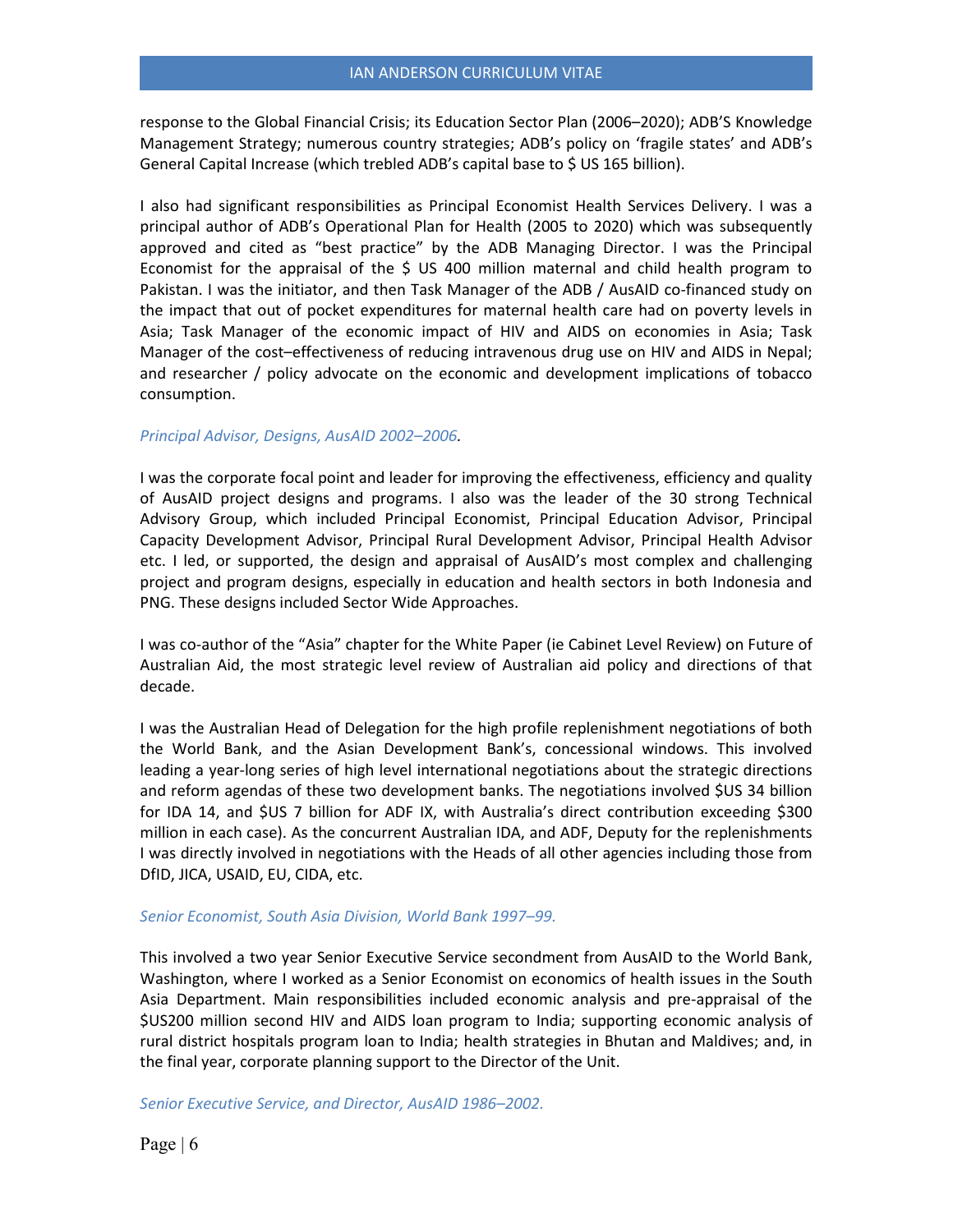response to the Global Financial Crisis; its Education Sector Plan (2006–2020); ADB'S Knowledge Management Strategy; numerous country strategies; ADB's policy on 'fragile states' and ADB's General Capital Increase (which trebled ADB's capital base to $ US 165 billion).

I also had significant responsibilities as Principal Economist Health Services Delivery. I was a principal author of ADB's Operational Plan for Health (2005 to 2020) which was subsequently approved and cited as "best practice" by the ADB Managing Director. I was the Principal Economist for the appraisal of the $ US 400 million maternal and child health program to Pakistan. I was the initiator, and then Task Manager of the ADB / AusAID co-financed study on the impact that out of pocket expenditures for maternal health care had on poverty levels in Asia; Task Manager of the economic impact of HIV and AIDS on economies in Asia; Task Manager of the cost–effectiveness of reducing intravenous drug use on HIV and AIDS in Nepal; and researcher / policy advocate on the economic and development implications of tobacco consumption.

*Principal Advisor, Designs, AusAID 2002–2006.*

I was the corporate focal point and leader for improving the effectiveness, efficiency and quality of AusAID project designs and programs. I also was the leader of the 30 strong Technical Advisory Group, which included Principal Economist, Principal Education Advisor, Principal Capacity Development Advisor, Principal Rural Development Advisor, Principal Health Advisor etc. I led, or supported, the design and appraisal of AusAID's most complex and challenging project and program designs, especially in education and health sectors in both Indonesia and PNG. These designs included Sector Wide Approaches.

I was co-author of the "Asia" chapter for the White Paper (ie Cabinet Level Review) on Future of Australian Aid, the most strategic level review of Australian aid policy and directions of that decade.

I was the Australian Head of Delegation for the high profile replenishment negotiations of both the World Bank, and the Asian Development Bank's, concessional windows. This involved leading a year-long series of high level international negotiations about the strategic directions and reform agendas of these two development banks. The negotiations involved $US 34 billion for IDA 14, and $US 7 billion for ADF IX, with Australia's direct contribution exceeding $300 million in each case). As the concurrent Australian IDA, and ADF, Deputy for the replenishments I was directly involved in negotiations with the Heads of all other agencies including those from DfID, JICA, USAID, EU, CIDA, etc.

*Senior Economist, South Asia Division, World Bank 1997–99.*

This involved a two year Senior Executive Service secondment from AusAID to the World Bank, Washington, where I worked as a Senior Economist on economics of health issues in the South Asia Department. Main responsibilities included economic analysis and pre-appraisal of the $US200 million second HIV and AIDS loan program to India; supporting economic analysis of rural district hospitals program loan to India; health strategies in Bhutan and Maldives; and, in the final year, corporate planning support to the Director of the Unit.

*Senior Executive Service, and Director, AusAID 1986–2002.*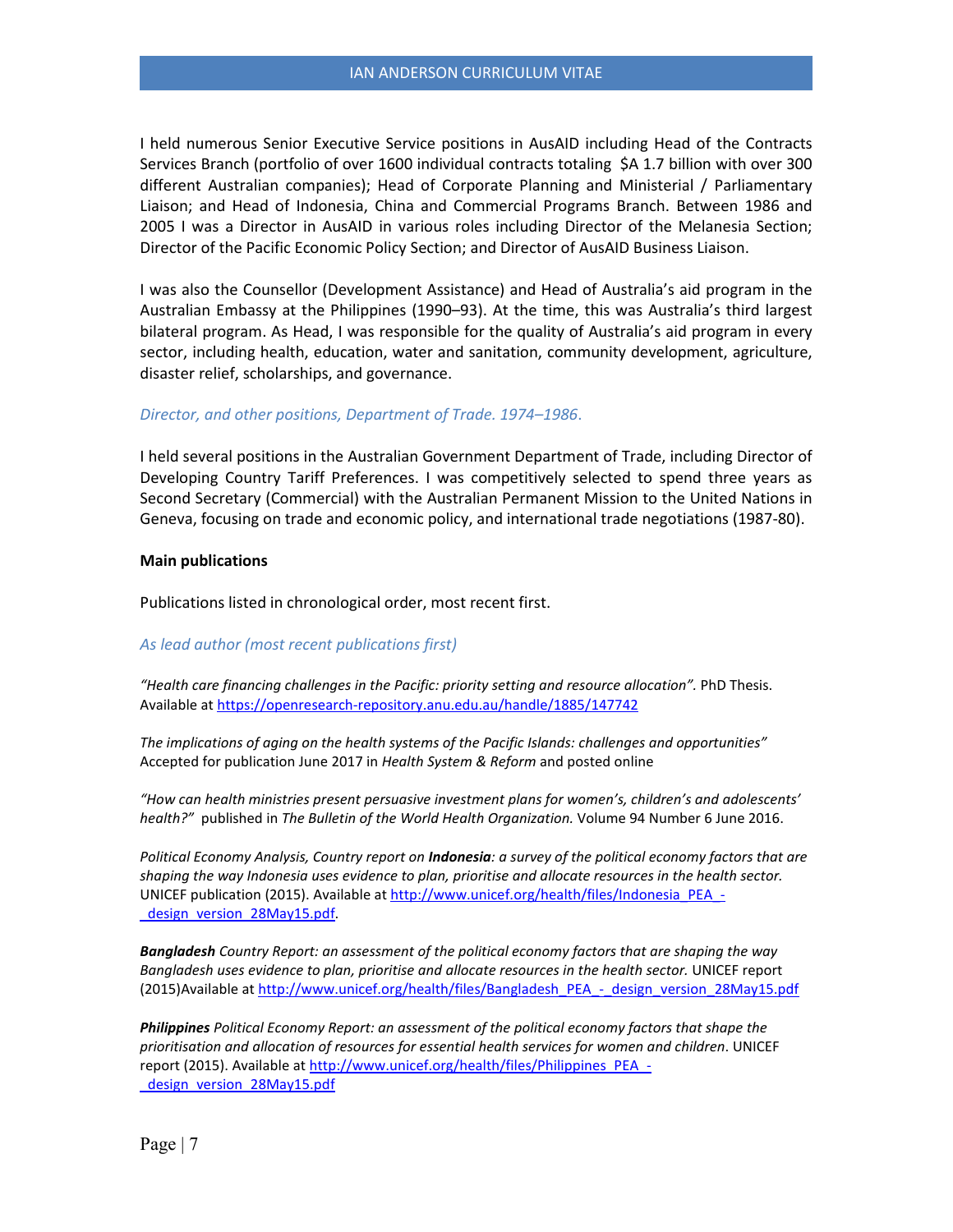I held numerous Senior Executive Service positions in AusAID including Head of the Contracts Services Branch (portfolio of over 1600 individual contracts totaling $A 1.7 billion with over 300 different Australian companies); Head of Corporate Planning and Ministerial / Parliamentary Liaison; and Head of Indonesia, China and Commercial Programs Branch. Between 1986 and 2005 I was a Director in AusAID in various roles including Director of the Melanesia Section; Director of the Pacific Economic Policy Section; and Director of AusAID Business Liaison.

I was also the Counsellor (Development Assistance) and Head of Australia's aid program in the Australian Embassy at the Philippines (1990–93). At the time, this was Australia's third largest bilateral program. As Head, I was responsible for the quality of Australia's aid program in every sector, including health, education, water and sanitation, community development, agriculture, disaster relief, scholarships, and governance.

*Director, and other positions, Department of Trade. 1974–1986*.

I held several positions in the Australian Government Department of Trade, including Director of Developing Country Tariff Preferences. I was competitively selected to spend three years as Second Secretary (Commercial) with the Australian Permanent Mission to the United Nations in Geneva, focusing on trade and economic policy, and international trade negotiations (1987-80).

**Main publications**

Publications listed in chronological order, most recent first.

*As lead author (most recent publications first)*

*"Health care financing challenges in the Pacific: priority setting and resource allocation".* PhD Thesis. Available at https://openresearch-repository.anu.edu.au/handle/1885/147742

*The implications of aging on the health systems of the Pacific Islands: challenges and opportunities"* Accepted for publication June 2017 in *Health System & Reform* and posted online

*"How can health ministries present persuasive investment plans for women's, children's and adolescents' health?"* published in *The Bulletin of the World Health Organization.* Volume 94 Number 6 June 2016.

*Political Economy Analysis, Country report on* ***Indonesia****: a survey of the political economy factors that are shaping the way Indonesia uses evidence to plan, prioritise and allocate resources in the health sector.* UNICEF publication (2015). Available at http://www.unicef.org/health/files/Indonesia_PEA_-_design_version_28May15.pdf.

***Bangladesh*** *Country Report: an assessment of the political economy factors that are shaping the way Bangladesh uses evidence to plan, prioritise and allocate resources in the health sector.* UNICEF report (2015)Available at http://www.unicef.org/health/files/Bangladesh_PEA_-_design_version_28May15.pdf

***Philippines*** *Political Economy Report: an assessment of the political economy factors that shape the prioritisation and allocation of resources for essential health services for women and children*. UNICEF report (2015). Available at http://www.unicef.org/health/files/Philippines_PEA_-_design_version_28May15.pdf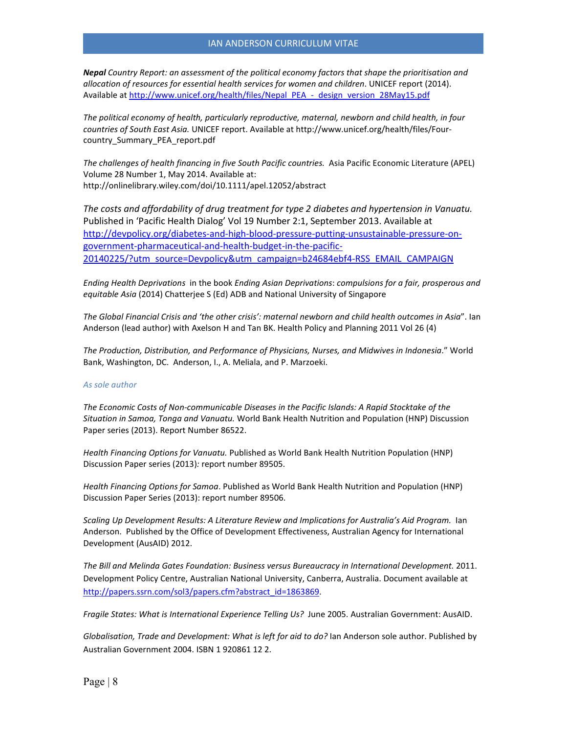***Nepal** Country Report: an assessment of the political economy factors that shape the prioritisation and allocation of resources for essential health services for women and children*. UNICEF report (2014). Available at http://www.unicef.org/health/files/Nepal_PEA_-_design_version_28May15.pdf

*The political economy of health, particularly reproductive, maternal, newborn and child health, in four countries of South East Asia.* UNICEF report. Available at http://www.unicef.org/health/files/Four-country_Summary_PEA_report.pdf

*The challenges of health financing in five South Pacific countries.* Asia Pacific Economic Literature (APEL) Volume 28 Number 1, May 2014. Available at: http://onlinelibrary.wiley.com/doi/10.1111/apel.12052/abstract

*The costs and affordability of drug treatment for type 2 diabetes and hypertension in Vanuatu.* Published in 'Pacific Health Dialog' Vol 19 Number 2:1, September 2013. Available at http://devpolicy.org/diabetes-and-high-blood-pressure-putting-unsustainable-pressure-on-government-pharmaceutical-and-health-budget-in-the-pacific-20140225/?utm_source=Devpolicy&utm_campaign=b24684ebf4-RSS_EMAIL_CAMPAIGN

*Ending Health Deprivations* in the book *Ending Asian Deprivations*: *compulsions for a fair, prosperous and equitable Asia* (2014) Chatterjee S (Ed) ADB and National University of Singapore

*The Global Financial Crisis and 'the other crisis': maternal newborn and child health outcomes in Asia*". Ian Anderson (lead author) with Axelson H and Tan BK. Health Policy and Planning 2011 Vol 26 (4)

*The Production, Distribution, and Performance of Physicians, Nurses, and Midwives in Indonesia*." World Bank, Washington, DC. Anderson, I., A. Meliala, and P. Marzoeki.

*As sole author*

*The Economic Costs of Non-communicable Diseases in the Pacific Islands: A Rapid Stocktake of the Situation in Samoa, Tonga and Vanuatu.* World Bank Health Nutrition and Population (HNP) Discussion Paper series (2013). Report Number 86522.

*Health Financing Options for Vanuatu.* Published as World Bank Health Nutrition Population (HNP) Discussion Paper series (2013)*:* report number 89505.

*Health Financing Options for Samoa*. Published as World Bank Health Nutrition and Population (HNP) Discussion Paper Series (2013): report number 89506.

*Scaling Up Development Results: A Literature Review and Implications for Australia's Aid Program.* Ian Anderson. Published by the Office of Development Effectiveness, Australian Agency for International Development (AusAID) 2012.

*The Bill and Melinda Gates Foundation: Business versus Bureaucracy in International Development.* 2011. Development Policy Centre, Australian National University, Canberra, Australia. Document available at http://papers.ssrn.com/sol3/papers.cfm?abstract_id=1863869.

*Fragile States: What is International Experience Telling Us?* June 2005. Australian Government: AusAID.

*Globalisation, Trade and Development: What is left for aid to do?* Ian Anderson sole author. Published by Australian Government 2004. ISBN 1 920861 12 2.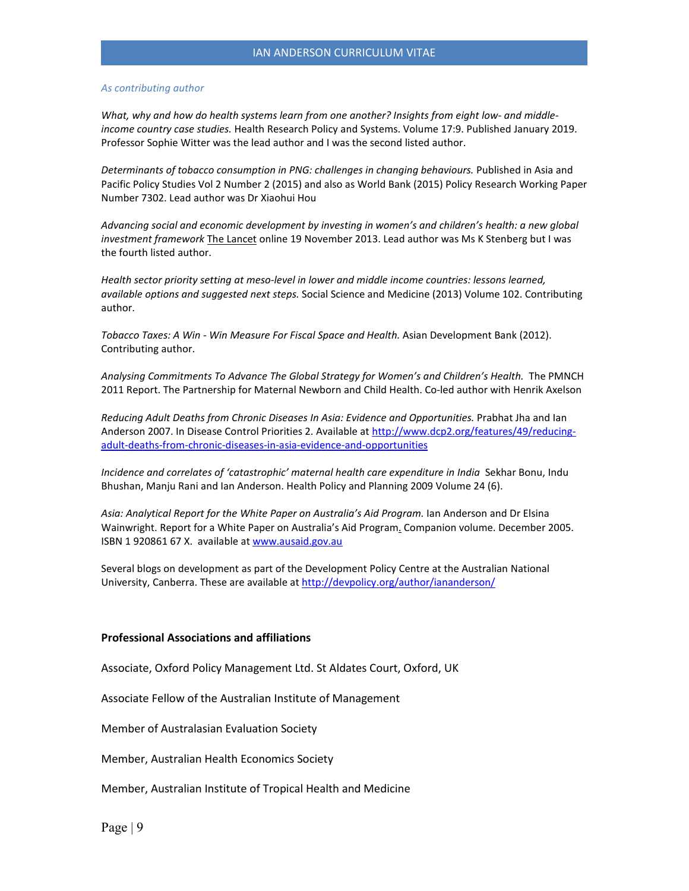*As contributing author*

*What, why and how do health systems learn from one another? Insights from eight low- and middle-income country case studies.* Health Research Policy and Systems. Volume 17:9. Published January 2019. Professor Sophie Witter was the lead author and I was the second listed author.

*Determinants of tobacco consumption in PNG: challenges in changing behaviours.* Published in Asia and Pacific Policy Studies Vol 2 Number 2 (2015) and also as World Bank (2015) Policy Research Working Paper Number 7302. Lead author was Dr Xiaohui Hou

*Advancing social and economic development by investing in women's and children's health: a new global investment framework* The Lancet online 19 November 2013. Lead author was Ms K Stenberg but I was the fourth listed author.

*Health sector priority setting at meso-level in lower and middle income countries: lessons learned, available options and suggested next steps.* Social Science and Medicine (2013) Volume 102. Contributing author.

*Tobacco Taxes: A Win - Win Measure For Fiscal Space and Health.* Asian Development Bank (2012). Contributing author.

*Analysing Commitments To Advance The Global Strategy for Women's and Children's Health.* The PMNCH 2011 Report. The Partnership for Maternal Newborn and Child Health. Co-led author with Henrik Axelson

*Reducing Adult Deaths from Chronic Diseases In Asia: Evidence and Opportunities.* Prabhat Jha and Ian Anderson 2007. In Disease Control Priorities 2. Available at http://www.dcp2.org/features/49/reducing-adult-deaths-from-chronic-diseases-in-asia-evidence-and-opportunities

*Incidence and correlates of 'catastrophic' maternal health care expenditure in India* Sekhar Bonu, Indu Bhushan, Manju Rani and Ian Anderson. Health Policy and Planning 2009 Volume 24 (6).

*Asia: Analytical Report for the White Paper on Australia's Aid Program.* Ian Anderson and Dr Elsina Wainwright. Report for a White Paper on Australia's Aid Program. Companion volume. December 2005. ISBN 1 920861 67 X. available at www.ausaid.gov.au

Several blogs on development as part of the Development Policy Centre at the Australian National University, Canberra. These are available at http://devpolicy.org/author/iananderson/

**Professional Associations and affiliations**

Associate, Oxford Policy Management Ltd. St Aldates Court, Oxford, UK

Associate Fellow of the Australian Institute of Management

Member of Australasian Evaluation Society

Member, Australian Health Economics Society

Member, Australian Institute of Tropical Health and Medicine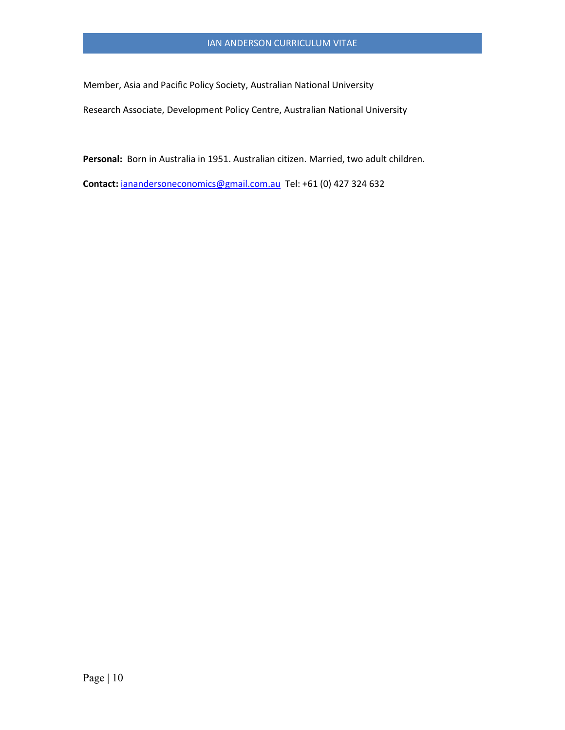Member, Asia and Pacific Policy Society, Australian National University

Research Associate, Development Policy Centre, Australian National University

**Personal:** Born in Australia in 1951. Australian citizen. Married, two adult children.

**Contact:** ianandersoneconomics@gmail.com.au Tel: +61 (0) 427 324 632